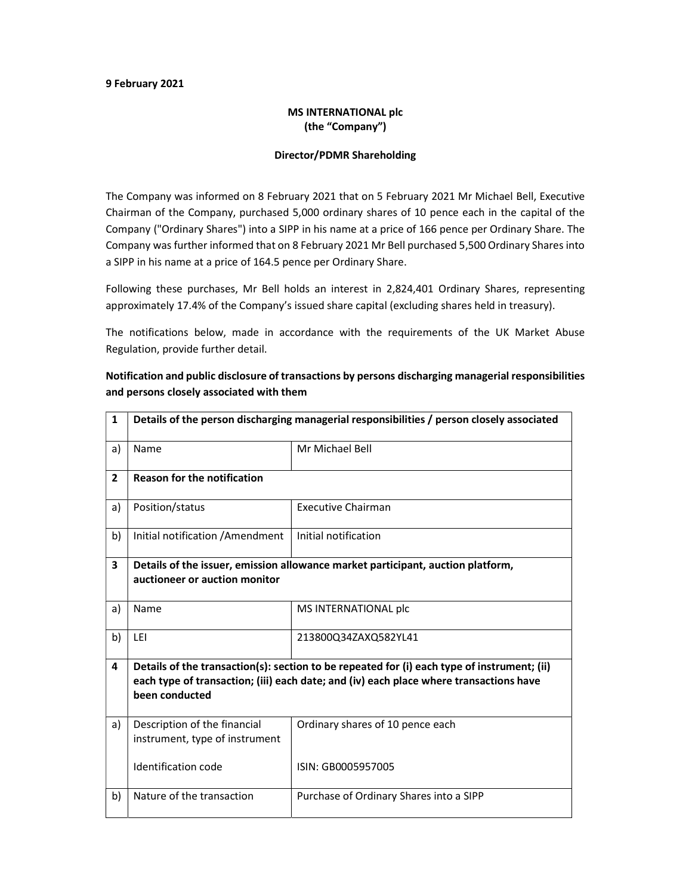**9 February 2021**

**MS INTERNATIONAL plc**
**(the "Company")**

**Director/PDMR Shareholding**

The Company was informed on 8 February 2021 that on 5 February 2021 Mr Michael Bell, Executive Chairman of the Company, purchased 5,000 ordinary shares of 10 pence each in the capital of the Company ("Ordinary Shares") into a SIPP in his name at a price of 166 pence per Ordinary Share. The Company was further informed that on 8 February 2021 Mr Bell purchased 5,500 Ordinary Shares into a SIPP in his name at a price of 164.5 pence per Ordinary Share.

Following these purchases, Mr Bell holds an interest in 2,824,401 Ordinary Shares, representing approximately 17.4% of the Company's issued share capital (excluding shares held in treasury).

The notifications below, made in accordance with the requirements of the UK Market Abuse Regulation, provide further detail.

**Notification and public disclosure of transactions by persons discharging managerial responsibilities and persons closely associated with them**

| | | |
|---|---|---|
| **1** | **Details of the person discharging managerial responsibilities / person closely associated** | |
| a) | Name | Mr Michael Bell |
| **2** | **Reason for the notification** | |
| a) | Position/status | Executive Chairman |
| b) | Initial notification /Amendment | Initial notification |
| **3** | **Details of the issuer, emission allowance market participant, auction platform, auctioneer or auction monitor** | |
| a) | Name | MS INTERNATIONAL plc |
| b) | LEI | 213800Q34ZAXQ582YL41 |
| **4** | **Details of the transaction(s): section to be repeated for (i) each type of instrument; (ii) each type of transaction; (iii) each date; and (iv) each place where transactions have been conducted** | |
| a) | Description of the financial instrument, type of instrument<br><br>Identification code | Ordinary shares of 10 pence each<br><br>ISIN: GB0005957005 |
| b) | Nature of the transaction | Purchase of Ordinary Shares into a SIPP |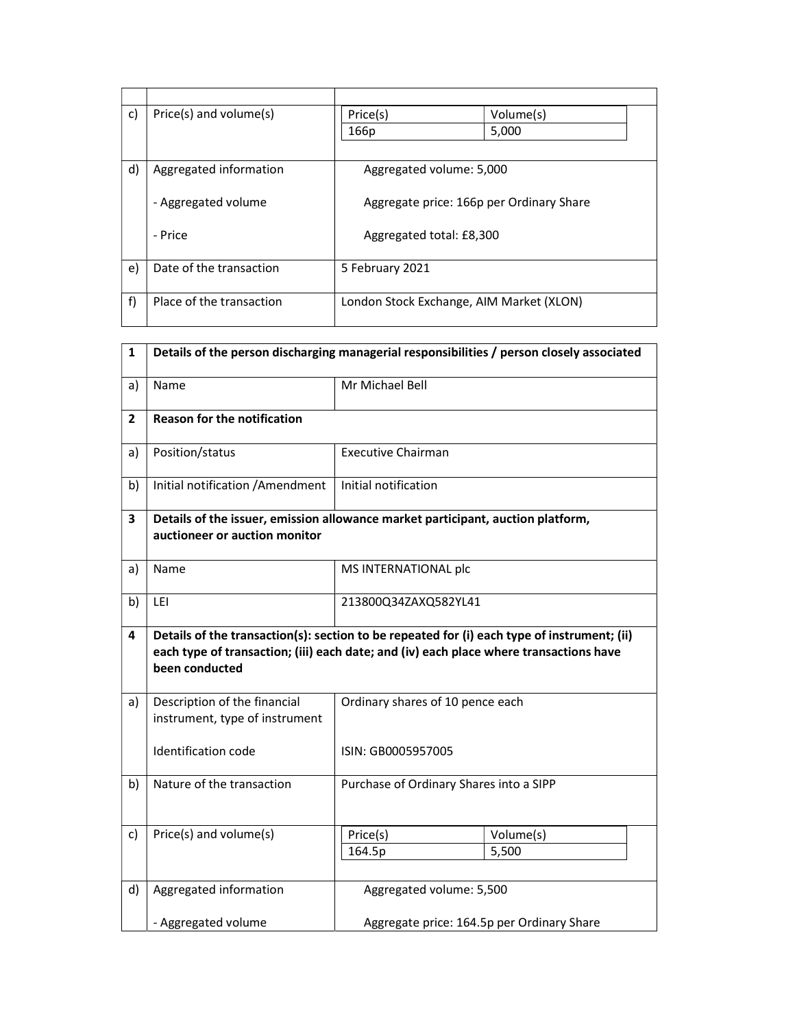| | | |
|---|---|---|
| | | |
| c) | Price(s) and volume(s) | Price(s): 166p; Volume(s): 5,000 |
| d) | Aggregated information<br><br>- Aggregated volume<br><br>- Price | Aggregated volume: 5,000<br><br>Aggregate price: 166p per Ordinary Share<br><br>Aggregated total: £8,300 |
| e) | Date of the transaction | 5 February 2021 |
| f) | Place of the transaction | London Stock Exchange, AIM Market (XLON) |

| | | |
|---|---|---|
| **1** | **Details of the person discharging managerial responsibilities / person closely associated** | |
| a) | Name | Mr Michael Bell |
| **2** | **Reason for the notification** | |
| a) | Position/status | Executive Chairman |
| b) | Initial notification /Amendment | Initial notification |
| **3** | **Details of the issuer, emission allowance market participant, auction platform, auctioneer or auction monitor** | |
| a) | Name | MS INTERNATIONAL plc |
| b) | LEI | 213800Q34ZAXQ582YL41 |
| **4** | **Details of the transaction(s): section to be repeated for (i) each type of instrument; (ii) each type of transaction; (iii) each date; and (iv) each place where transactions have been conducted** | |
| a) | Description of the financial instrument, type of instrument<br><br>Identification code | Ordinary shares of 10 pence each<br><br>ISIN: GB0005957005 |
| b) | Nature of the transaction | Purchase of Ordinary Shares into a SIPP |
| c) | Price(s) and volume(s) | Price(s): 164.5p; Volume(s): 5,500 |
| d) | Aggregated information<br><br>- Aggregated volume | Aggregated volume: 5,500<br><br>Aggregate price: 164.5p per Ordinary Share |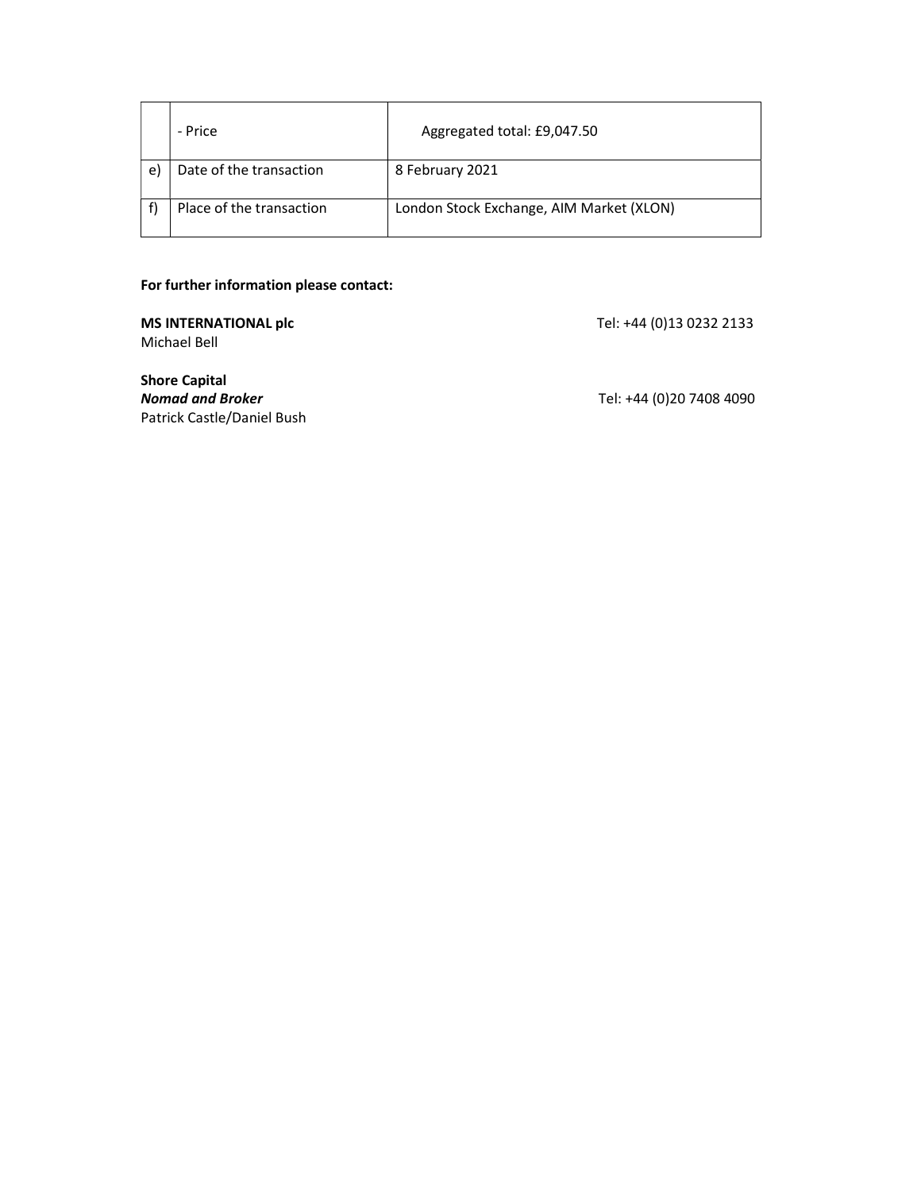| | | |
|---|---|---|
| | - Price | Aggregated total: £9,047.50 |
| e) | Date of the transaction | 8 February 2021 |
| f) | Place of the transaction | London Stock Exchange, AIM Market (XLON) |

**For further information please contact:**

**MS INTERNATIONAL plc** Tel: +44 (0)13 0232 2133
Michael Bell

**Shore Capital**
***Nomad and Broker*** Tel: +44 (0)20 7408 4090
Patrick Castle/Daniel Bush